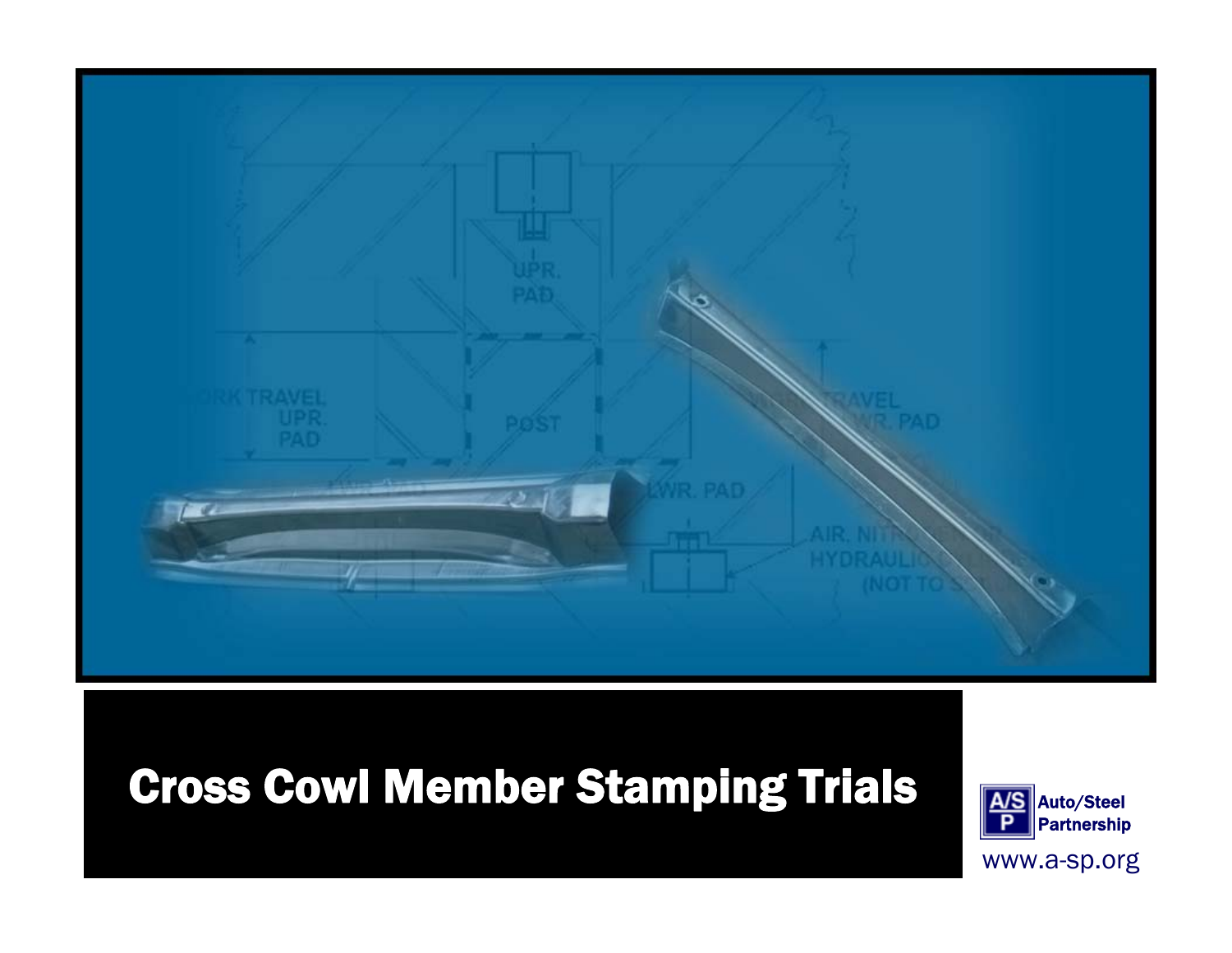# Cross Cowl Member Stamping Trials

Auto/Steel Partnership

www.a-sp.org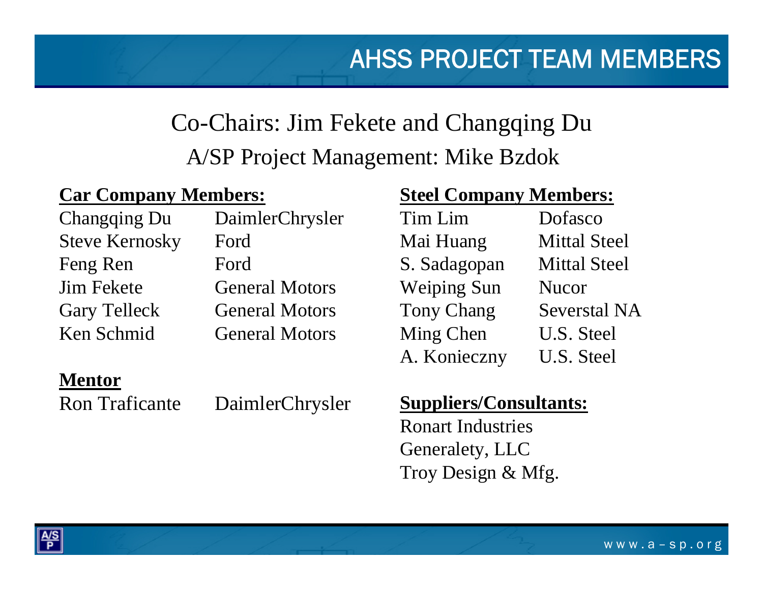# AHSS PROJECT TEAM MEMBERS

Co-Chairs: Jim Fekete and Changqing Du

A/SP Project Management: Mike Bzdok

**Car Company Members:**

| | |
|---|---|
| Changqing Du | DaimlerChrysler |
| Steve Kernosky | Ford |
| Feng Ren | Ford |
| Jim Fekete | General Motors |
| Gary Telleck | General Motors |
| Ken Schmid | General Motors |

**Mentor**

| | |
|---|---|
| Ron Traficante | DaimlerChrysler |

**Steel Company Members:**

| | |
|---|---|
| Tim Lim | Dofasco |
| Mai Huang | Mittal Steel |
| S. Sadagopan | Mittal Steel |
| Weiping Sun | Nucor |
| Tony Chang | Severstal NA |
| Ming Chen | U.S. Steel |
| A. Konieczny | U.S. Steel |

**Suppliers/Consultants:**

Ronart Industries
Generalety, LLC
Troy Design & Mfg.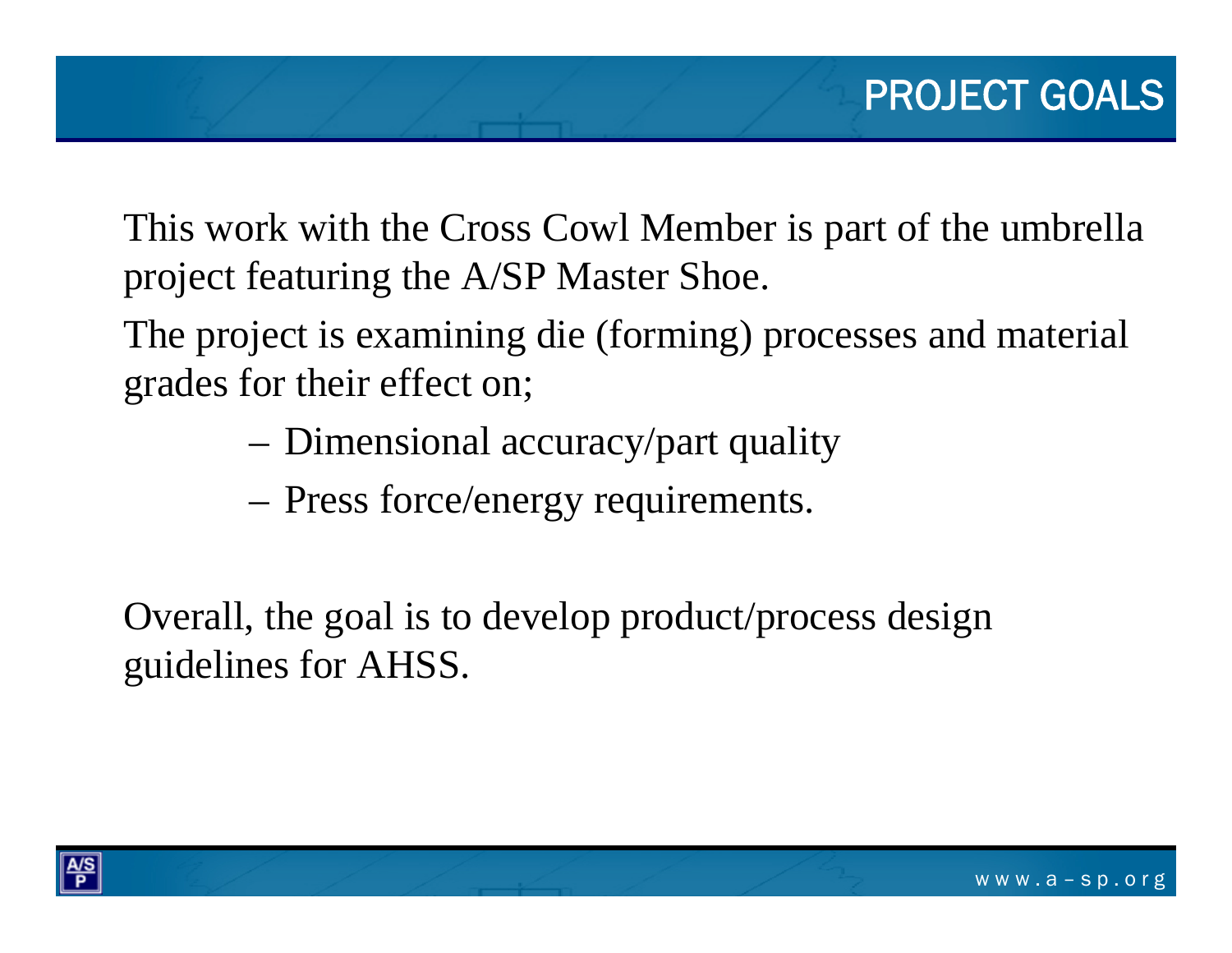# PROJECT GOALS

This work with the Cross Cowl Member is part of the umbrella project featuring the A/SP Master Shoe.

The project is examining die (forming) processes and material grades for their effect on;

- Dimensional accuracy/part quality
- Press force/energy requirements.

Overall, the goal is to develop product/process design guidelines for AHSS.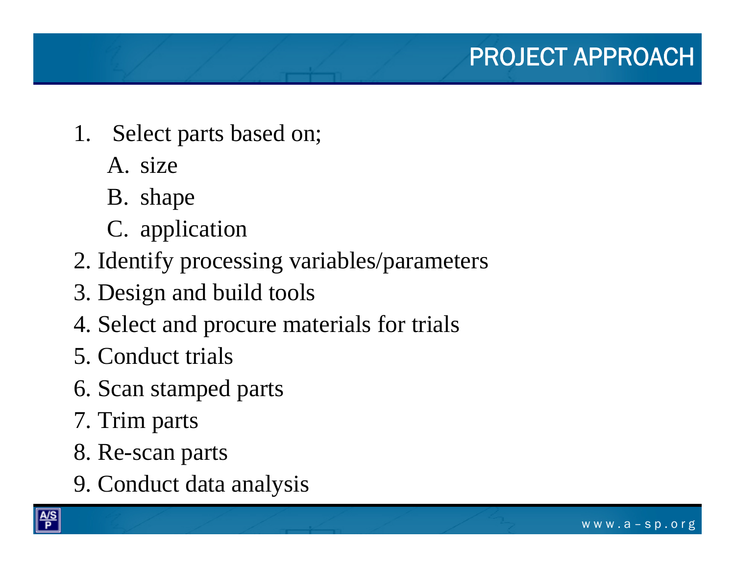# PROJECT APPROACH

1. Select parts based on;
   A. size
   B. shape
   C. application
2. Identify processing variables/parameters
3. Design and build tools
4. Select and procure materials for trials
5. Conduct trials
6. Scan stamped parts
7. Trim parts
8. Re-scan parts
9. Conduct data analysis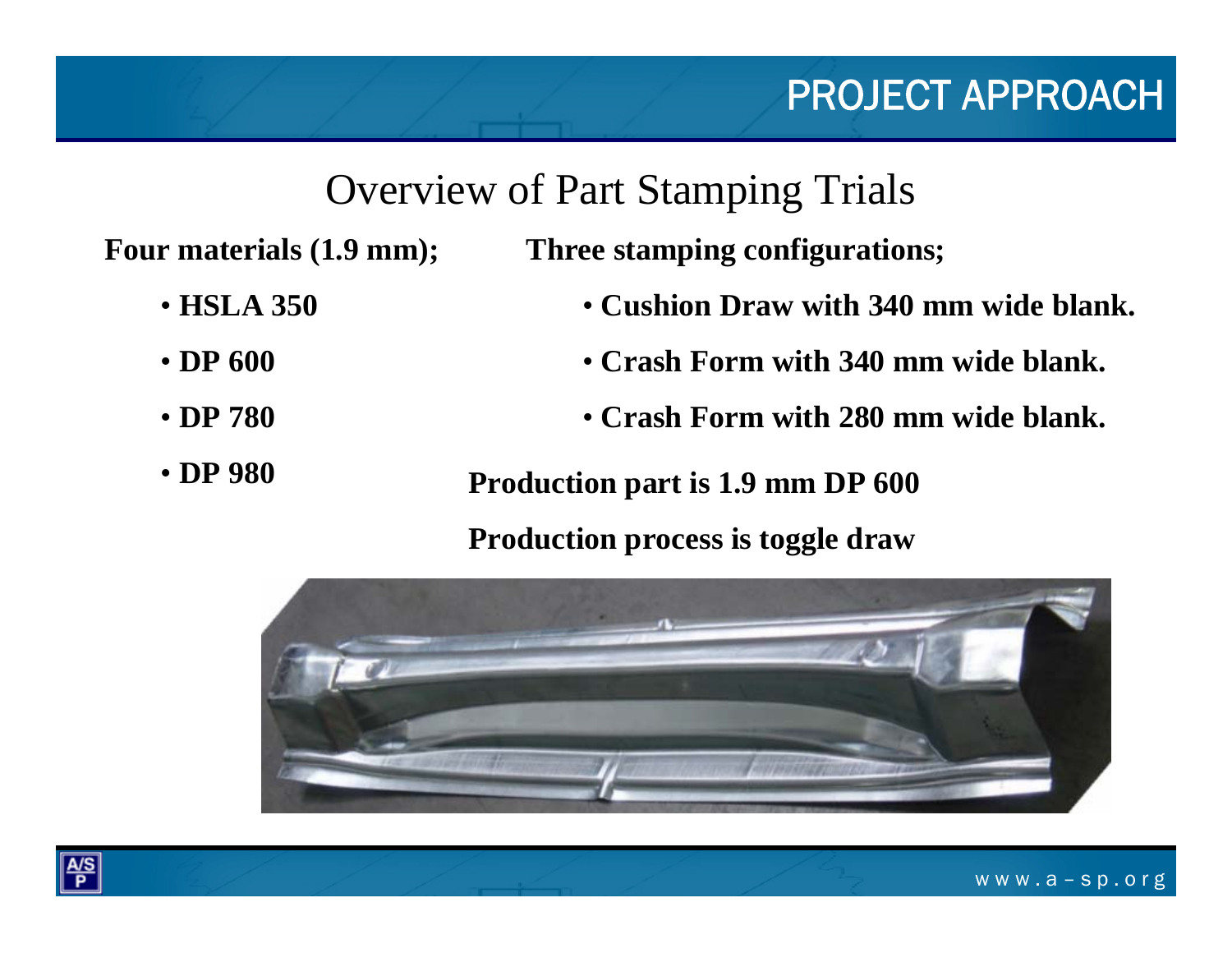# PROJECT APPROACH

## Overview of Part Stamping Trials

**Four materials (1.9 mm);**

- **HSLA 350**
- **DP 600**
- **DP 780**
- **DP 980**

**Three stamping configurations;**

- **Cushion Draw with 340 mm wide blank.**
- **Crash Form with 340 mm wide blank.**
- **Crash Form with 280 mm wide blank.**

**Production part is 1.9 mm DP 600**

**Production process is toggle draw**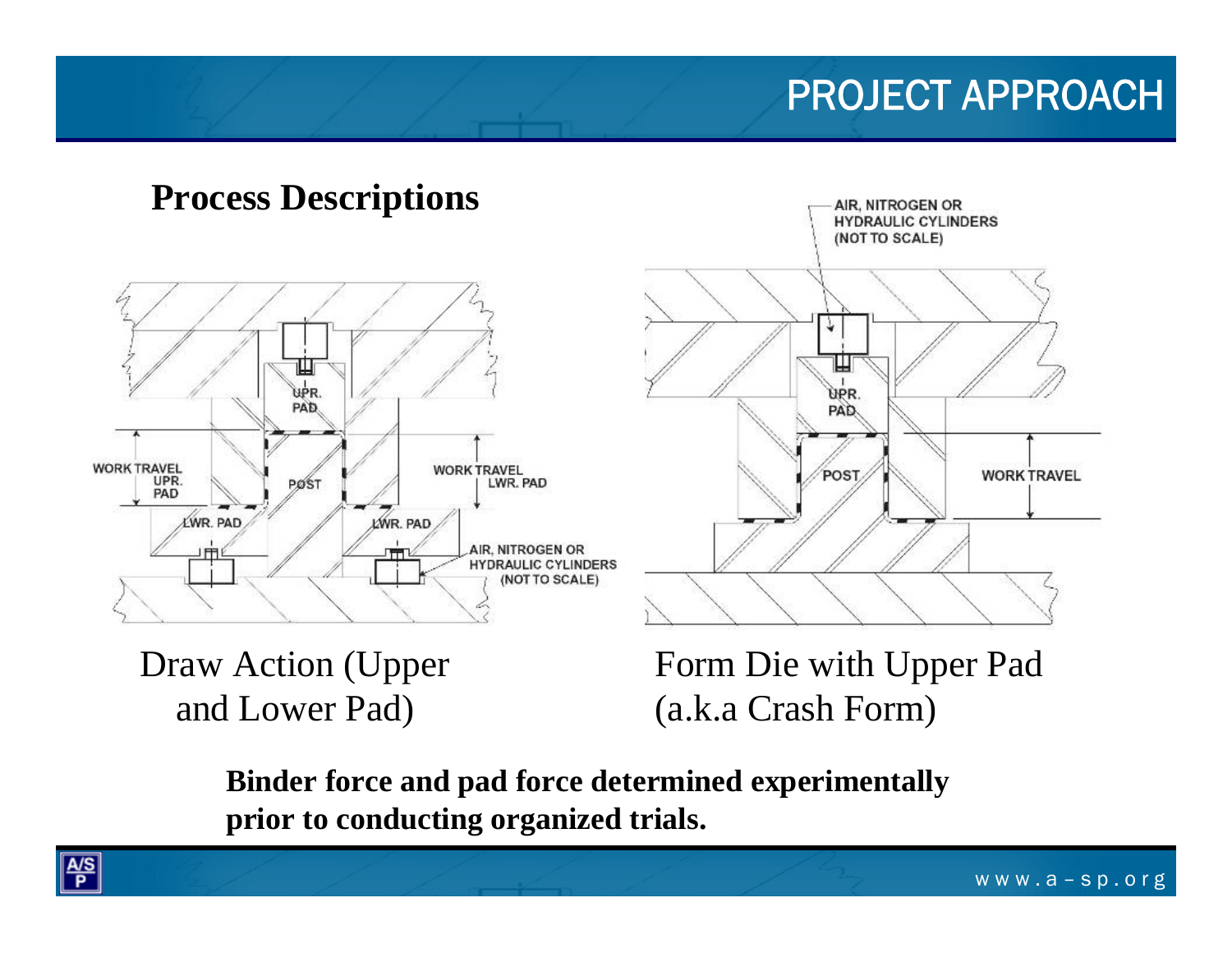# PROJECT APPROACH

## Process Descriptions

Draw Action (Upper and Lower Pad)

Form Die with Upper Pad (a.k.a Crash Form)

**Binder force and pad force determined experimentally prior to conducting organized trials.**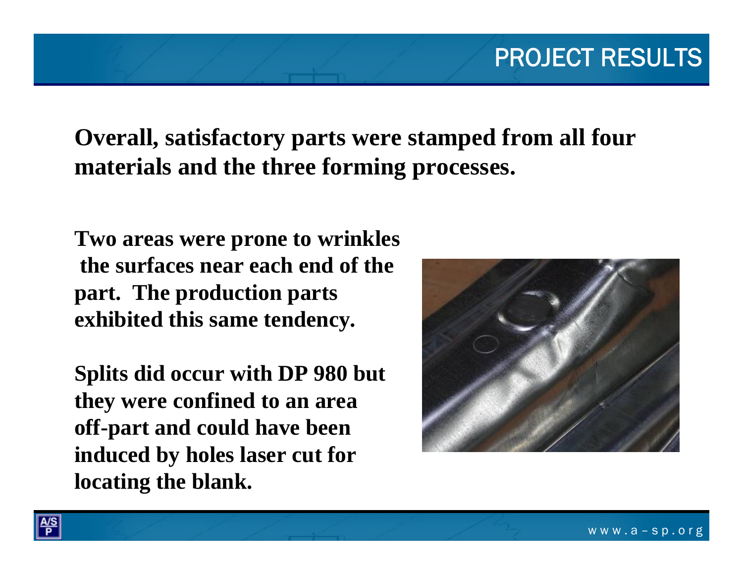# PROJECT RESULTS

**Overall, satisfactory parts were stamped from all four materials and the three forming processes.**

**Two areas were prone to wrinkles the surfaces near each end of the part. The production parts exhibited this same tendency.**

**Splits did occur with DP 980 but they were confined to an area off-part and could have been induced by holes laser cut for locating the blank.**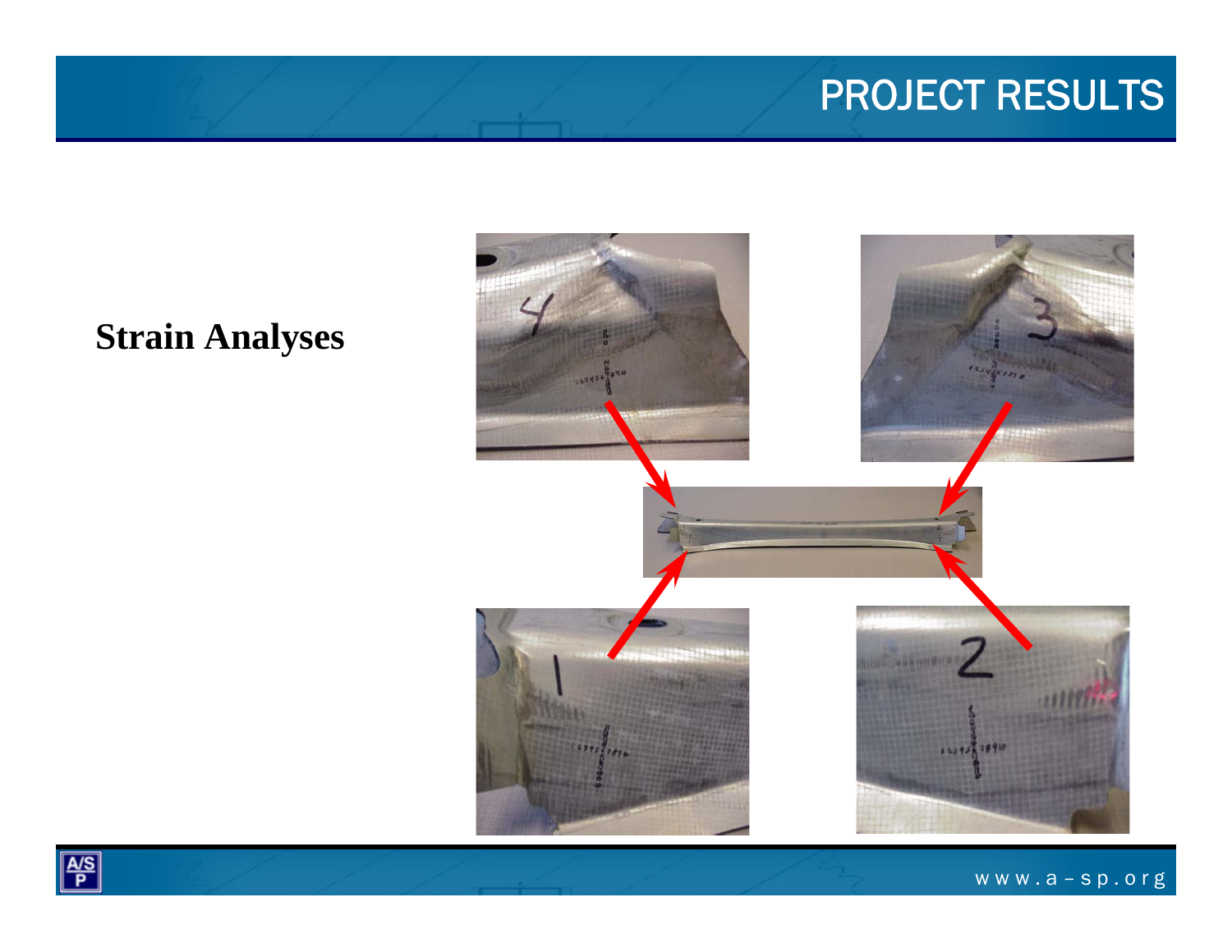# PROJECT RESULTS

**Strain Analyses**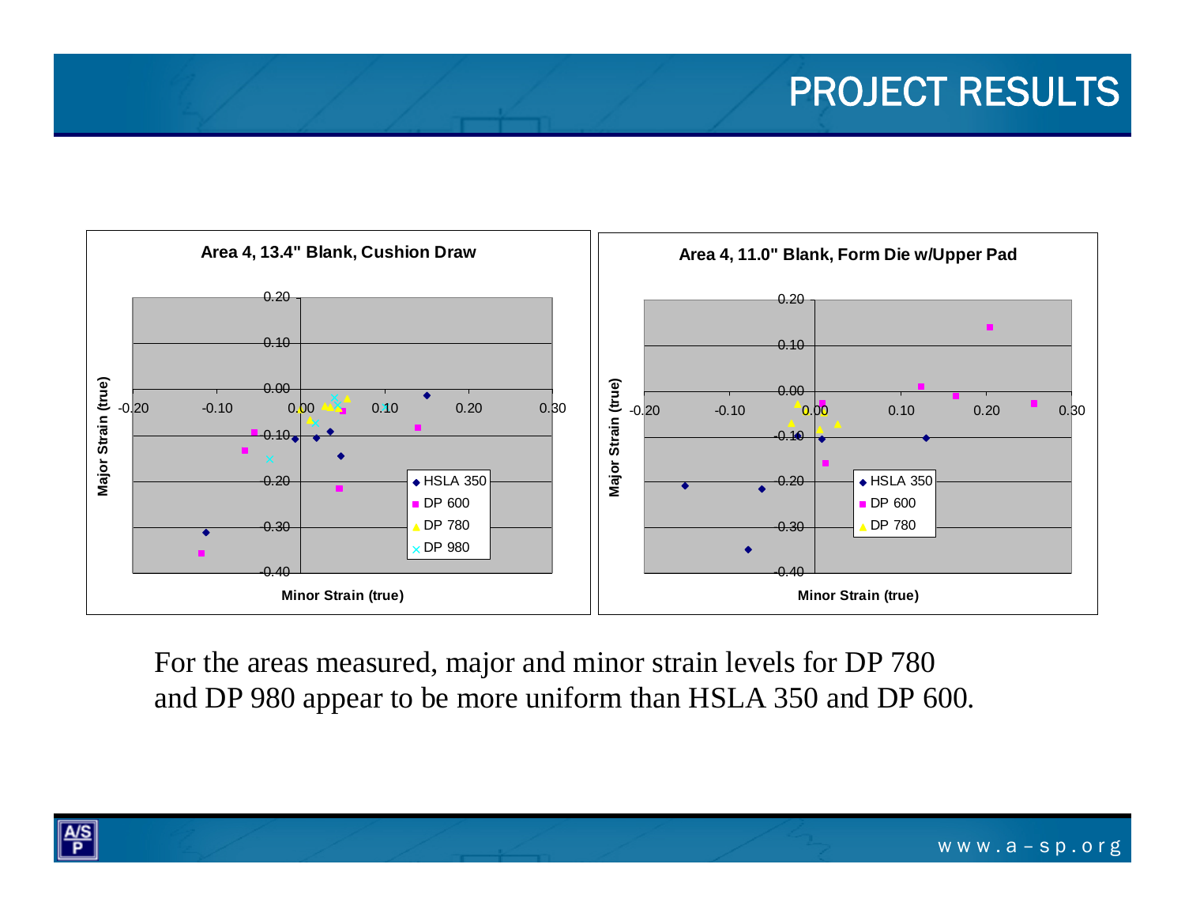# PROJECT RESULTS

**Area 4, 13.4" Blank, Cushion Draw**

**Area 4, 11.0" Blank, Form Die w/Upper Pad**

For the areas measured, major and minor strain levels for DP 780 and DP 980 appear to be more uniform than HSLA 350 and DP 600.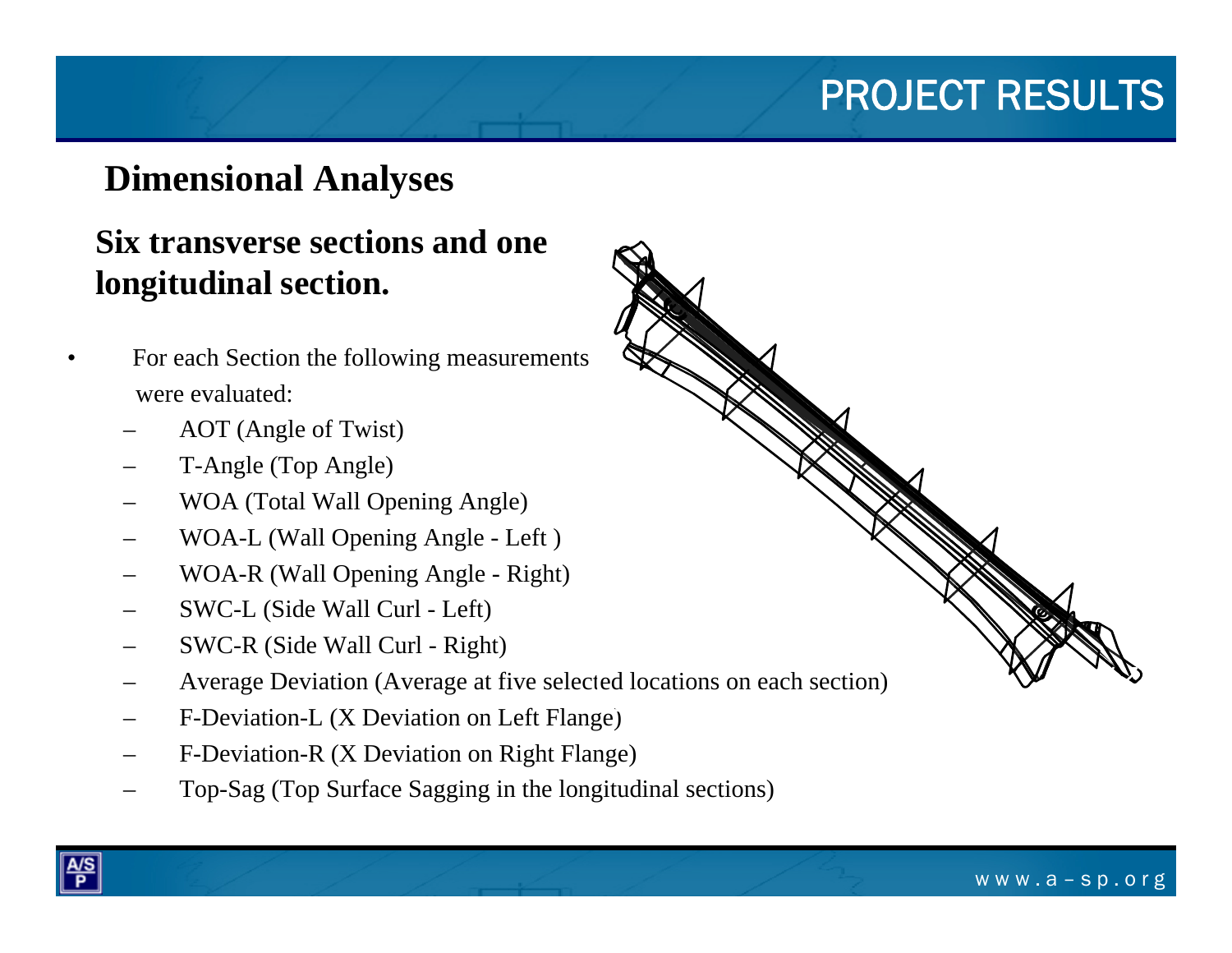# PROJECT RESULTS

## Dimensional Analyses

### Six transverse sections and one longitudinal section.

- For each Section the following measurements were evaluated:
  - AOT (Angle of Twist)
  - T-Angle (Top Angle)
  - WOA (Total Wall Opening Angle)
  - WOA-L (Wall Opening Angle - Left )
  - WOA-R (Wall Opening Angle - Right)
  - SWC-L (Side Wall Curl - Left)
  - SWC-R (Side Wall Curl - Right)
  - Average Deviation (Average at five selected locations on each section)
  - F-Deviation-L (X Deviation on Left Flange)
  - F-Deviation-R (X Deviation on Right Flange)
  - Top-Sag (Top Surface Sagging in the longitudinal sections)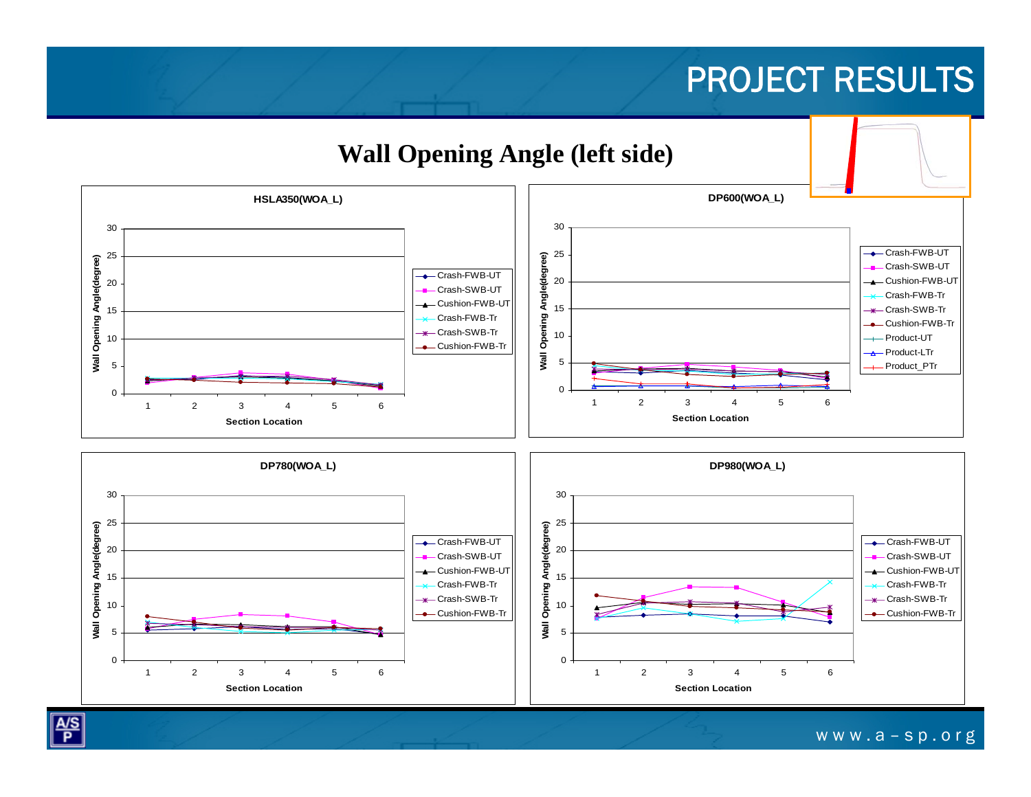# PROJECT RESULTS

## Wall Opening Angle (left side)

### HSLA350(WOA_L)

Wall Opening Angle(degree) vs. Section Location (1–6)

Legend: Crash-FWB-UT, Crash-SWB-UT, Cushion-FWB-UT, Crash-FWB-Tr, Crash-SWB-Tr, Cushion-FWB-Tr

### DP600(WOA_L)

Wall Opening Angle(degree) vs. Section Location (1–6)

Legend: Crash-FWB-UT, Crash-SWB-UT, Cushion-FWB-UT, Crash-FWB-Tr, Crash-SWB-Tr, Cushion-FWB-Tr, Product-UT, Product-LTr, Product_PTr

### DP780(WOA_L)

Wall Opening Angle(degree) vs. Section Location (1–6)

Legend: Crash-FWB-UT, Crash-SWB-UT, Cushion-FWB-UT, Crash-FWB-Tr, Crash-SWB-Tr, Cushion-FWB-Tr

### DP980(WOA_L)

Wall Opening Angle(degree) vs. Section Location (1–6)

Legend: Crash-FWB-UT, Crash-SWB-UT, Cushion-FWB-UT, Crash-FWB-Tr, Crash-SWB-Tr, Cushion-FWB-Tr

www.a-sp.org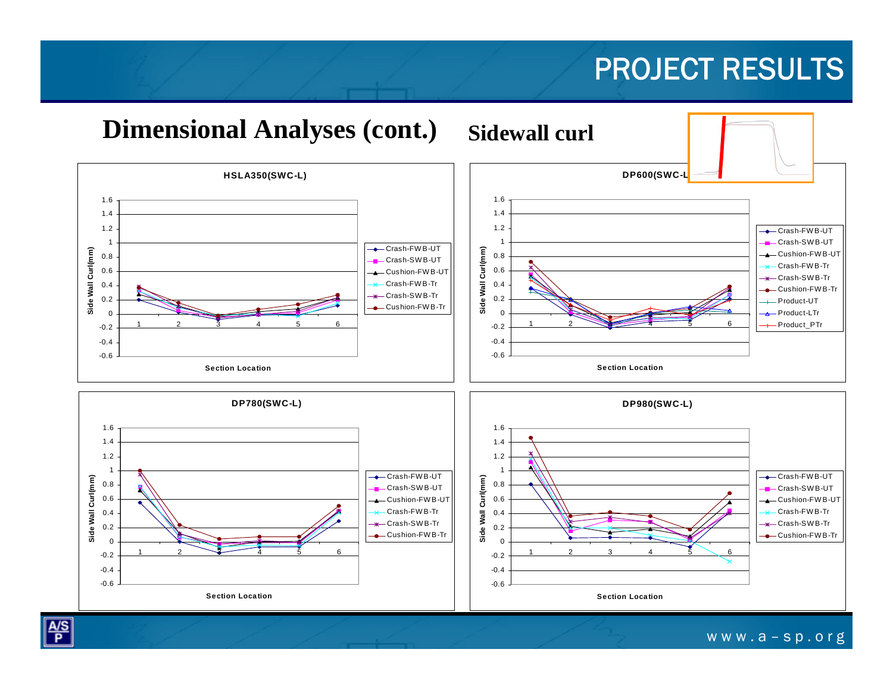# PROJECT RESULTS

## Dimensional Analyses (cont.)

### Sidewall curl

**HSLA350(SWC-L)**

Side Wall Curl(mm) vs. Section Location (1–6)

Legend: Crash-FWB-UT, Crash-SWB-UT, Cushion-FWB-UT, Crash-FWB-Tr, Crash-SWB-Tr, Cushion-FWB-Tr

**DP600(SWC-L)**

Side Wall Curl(mm) vs. Section Location (1–6)

Legend: Crash-FWB-UT, Crash-SWB-UT, Cushion-FWB-UT, Crash-FWB-Tr, Crash-SWB-Tr, Cushion-FWB-Tr, Product-UT, Product-LTr, Product_PTr

**DP780(SWC-L)**

Side Wall Curl(mm) vs. Section Location (1–6)

Legend: Crash-FWB-UT, Crash-SWB-UT, Cushion-FWB-UT, Crash-FWB-Tr, Crash-SWB-Tr, Cushion-FWB-Tr

**DP980(SWC-L)**

Side Wall Curl(mm) vs. Section Location (1–6)

Legend: Crash-FWB-UT, Crash-SWB-UT, Cushion-FWB-UT, Crash-FWB-Tr, Crash-SWB-Tr, Cushion-FWB-Tr

www.a-sp.org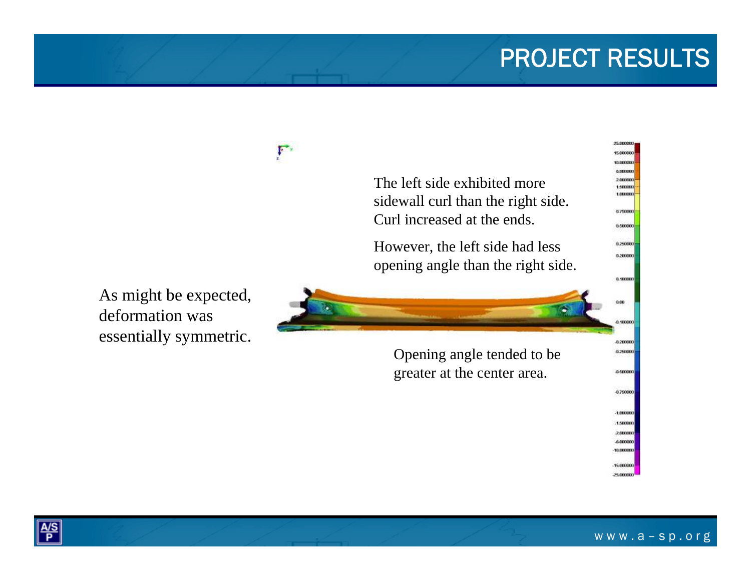# PROJECT RESULTS

The left side exhibited more sidewall curl than the right side. Curl increased at the ends.

However, the left side had less opening angle than the right side.

As might be expected, deformation was essentially symmetric.

Opening angle tended to be greater at the center area.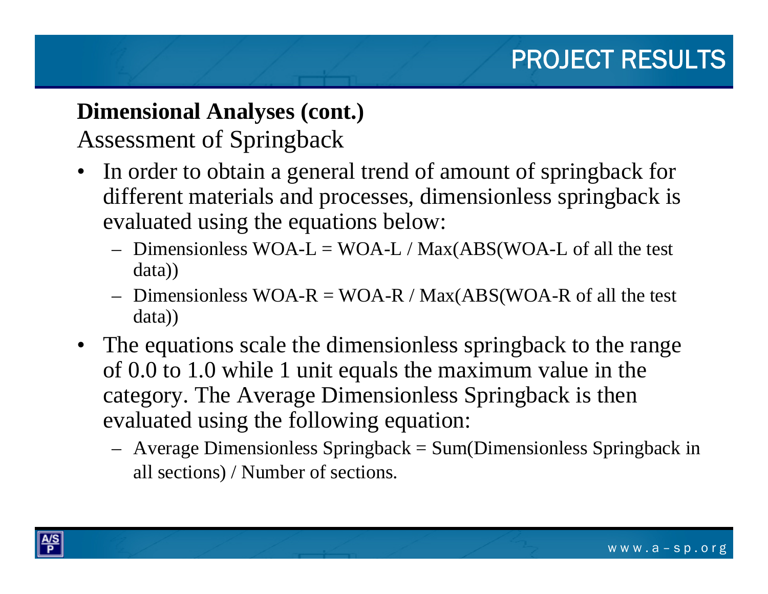# PROJECT RESULTS

**Dimensional Analyses (cont.)**

Assessment of Springback

- In order to obtain a general trend of amount of springback for different materials and processes, dimensionless springback is evaluated using the equations below:
  - Dimensionless WOA-L = WOA-L / Max(ABS(WOA-L of all the test data))
  - Dimensionless WOA-R = WOA-R / Max(ABS(WOA-R of all the test data))
- The equations scale the dimensionless springback to the range of 0.0 to 1.0 while 1 unit equals the maximum value in the category. The Average Dimensionless Springback is then evaluated using the following equation:
  - Average Dimensionless Springback = Sum(Dimensionless Springback in all sections) / Number of sections.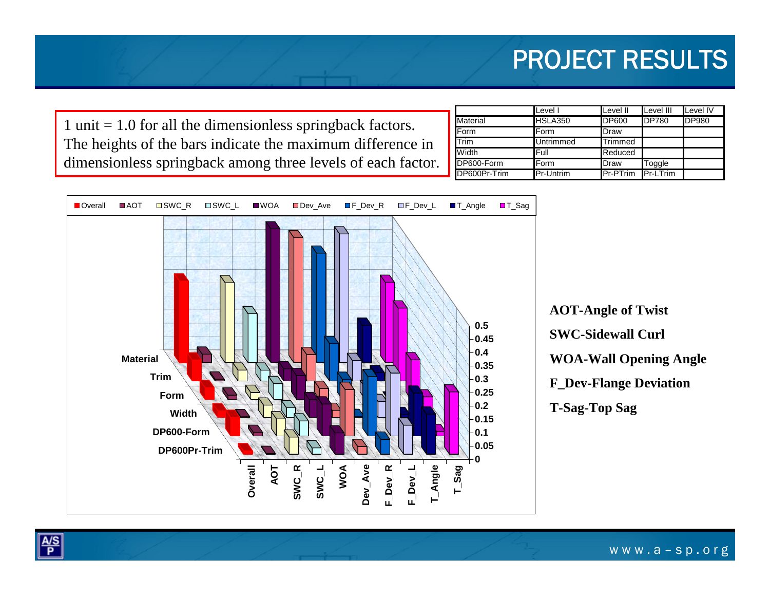# PROJECT RESULTS

1 unit = 1.0 for all the dimensionless springback factors. The heights of the bars indicate the maximum difference in dimensionless springback among three levels of each factor.

| | Level I | Level II | Level III | Level IV |
|---|---|---|---|---|
| Material | HSLA350 | DP600 | DP780 | DP980 |
| Form | Form | Draw | | |
| Trim | Untrimmed | Trimmed | | |
| Width | Full | Reduced | | |
| DP600-Form | Form | Draw | Toggle | |
| DP600Pr-Trim | Pr-Untrim | Pr-PTrim | Pr-LTrim | |

Overall, AOT, SWC_R, SWC_L, WOA, Dev_Ave, F_Dev_R, F_Dev_L, T_Angle, T_Sag

Material, Trim, Form, Width, DP600-Form, DP600Pr-Trim

0, 0.05, 0.1, 0.15, 0.2, 0.25, 0.3, 0.35, 0.4, 0.45, 0.5

**AOT-Angle of Twist**

**SWC-Sidewall Curl**

**WOA-Wall Opening Angle**

**F_Dev-Flange Deviation**

**T-Sag-Top Sag**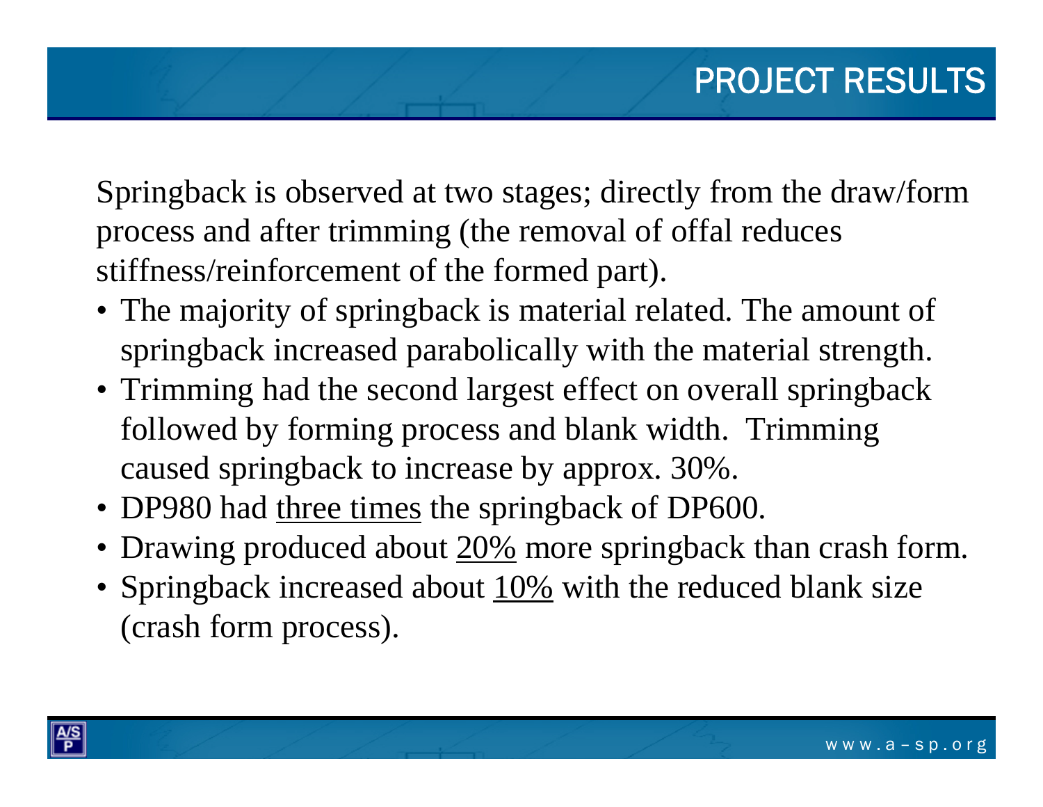# PROJECT RESULTS

Springback is observed at two stages; directly from the draw/form process and after trimming (the removal of offal reduces stiffness/reinforcement of the formed part).

- The majority of springback is material related. The amount of springback increased parabolically with the material strength.
- Trimming had the second largest effect on overall springback followed by forming process and blank width. Trimming caused springback to increase by approx. 30%.
- DP980 had <u>three times</u> the springback of DP600.
- Drawing produced about <u>20%</u> more springback than crash form.
- Springback increased about <u>10%</u> with the reduced blank size (crash form process).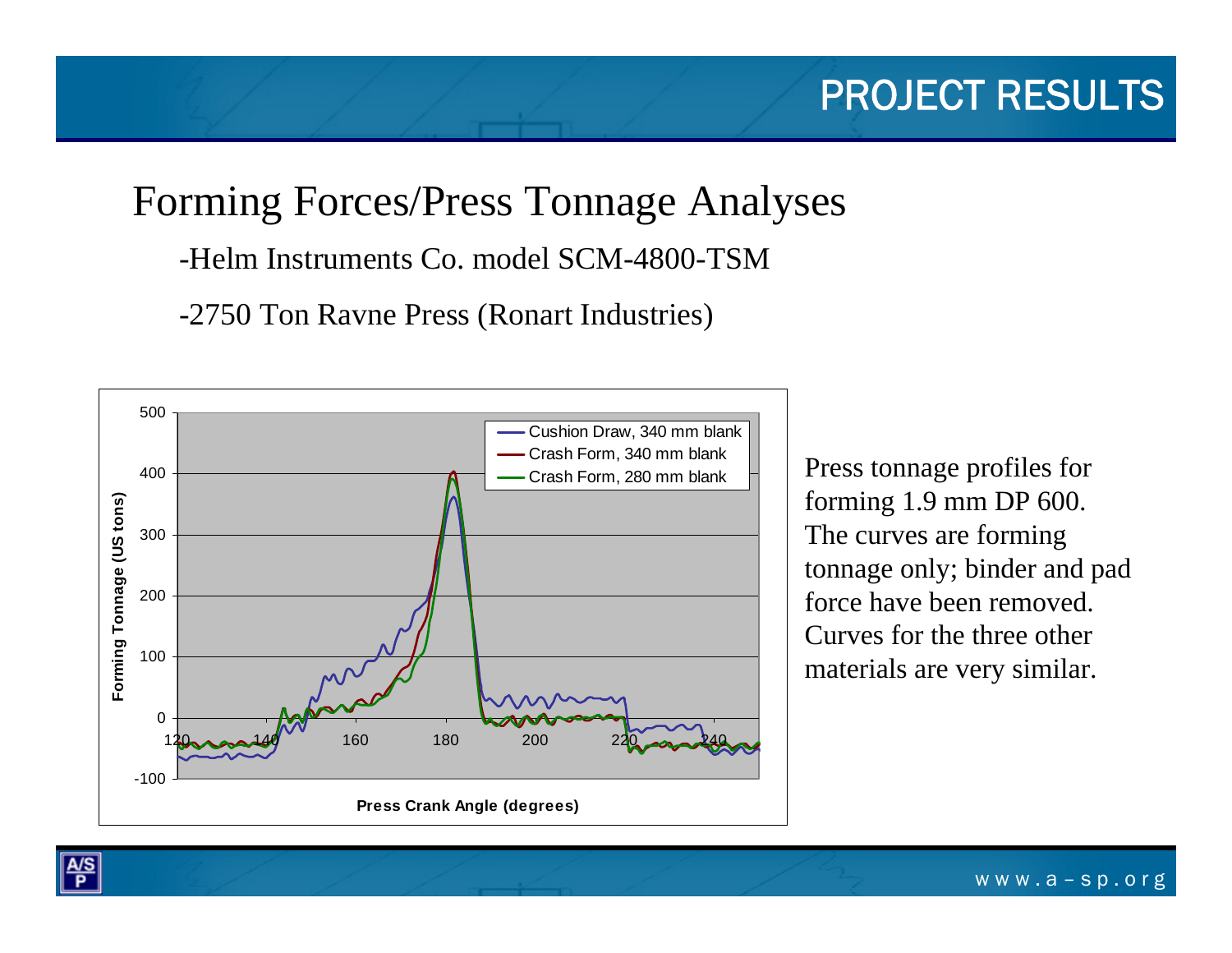# PROJECT RESULTS

## Forming Forces/Press Tonnage Analyses

-Helm Instruments Co. model SCM-4800-TSM

-2750 Ton Ravne Press (Ronart Industries)

Press tonnage profiles for forming 1.9 mm DP 600. The curves are forming tonnage only; binder and pad force have been removed. Curves for the three other materials are very similar.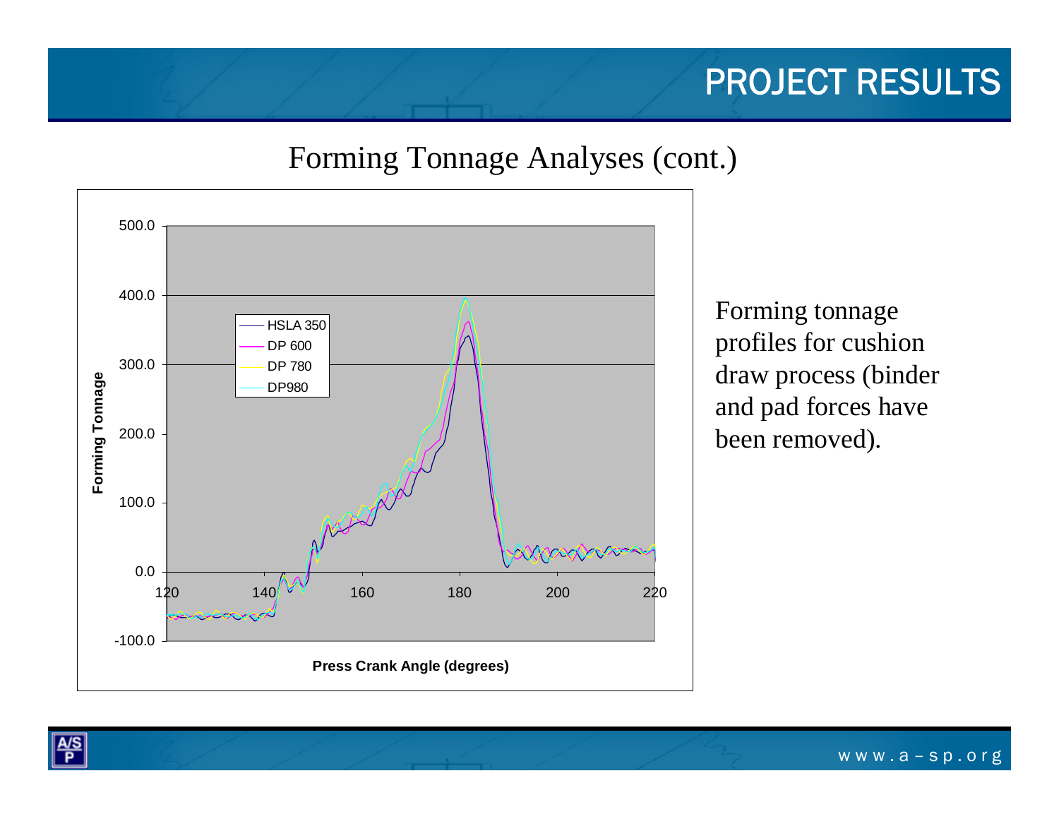# PROJECT RESULTS

## Forming Tonnage Analyses (cont.)

Forming tonnage profiles for cushion draw process (binder and pad forces have been removed).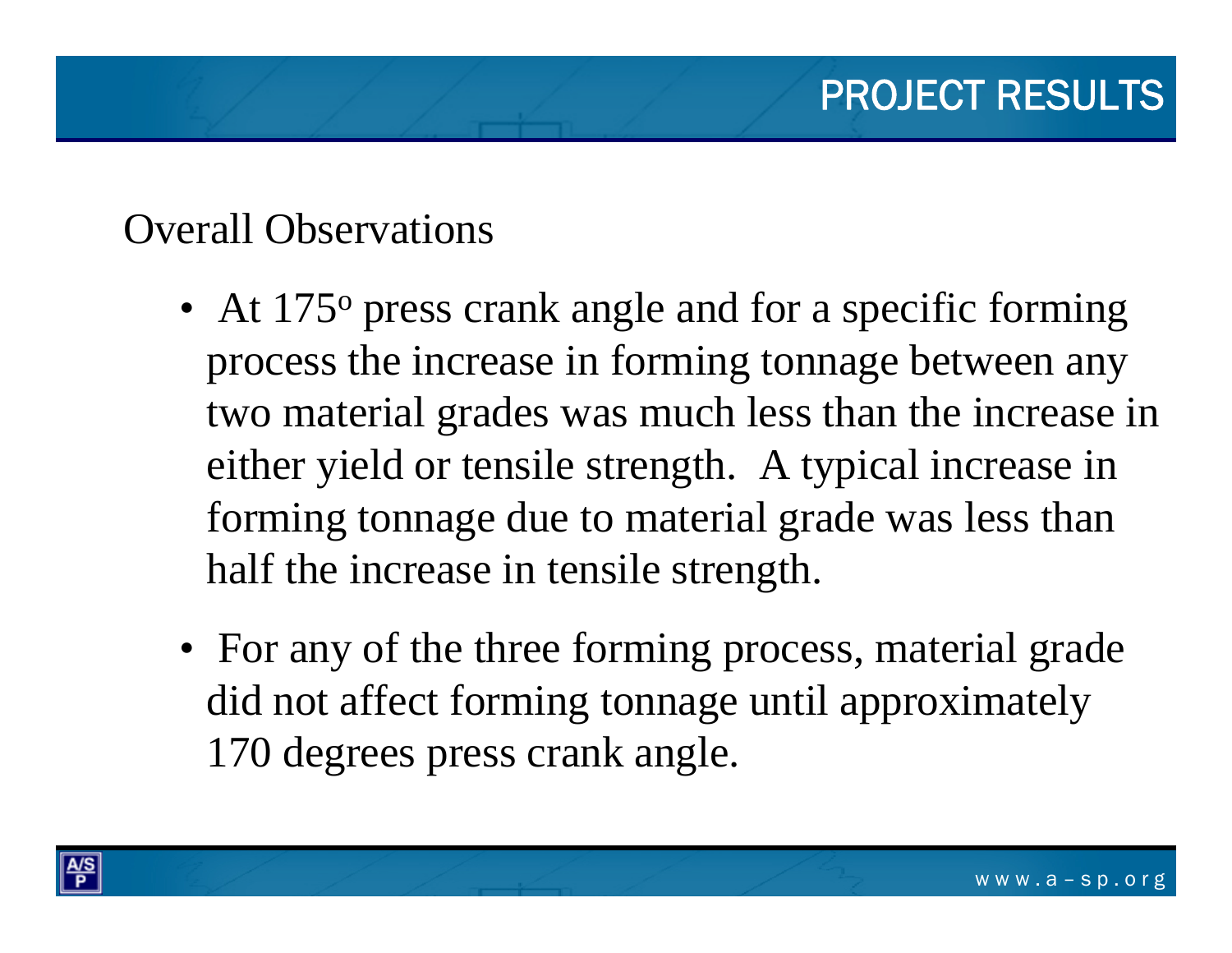# PROJECT RESULTS

## Overall Observations

- At 175$^{o}$ press crank angle and for a specific forming process the increase in forming tonnage between any two material grades was much less than the increase in either yield or tensile strength. A typical increase in forming tonnage due to material grade was less than half the increase in tensile strength.
- For any of the three forming process, material grade did not affect forming tonnage until approximately 170 degrees press crank angle.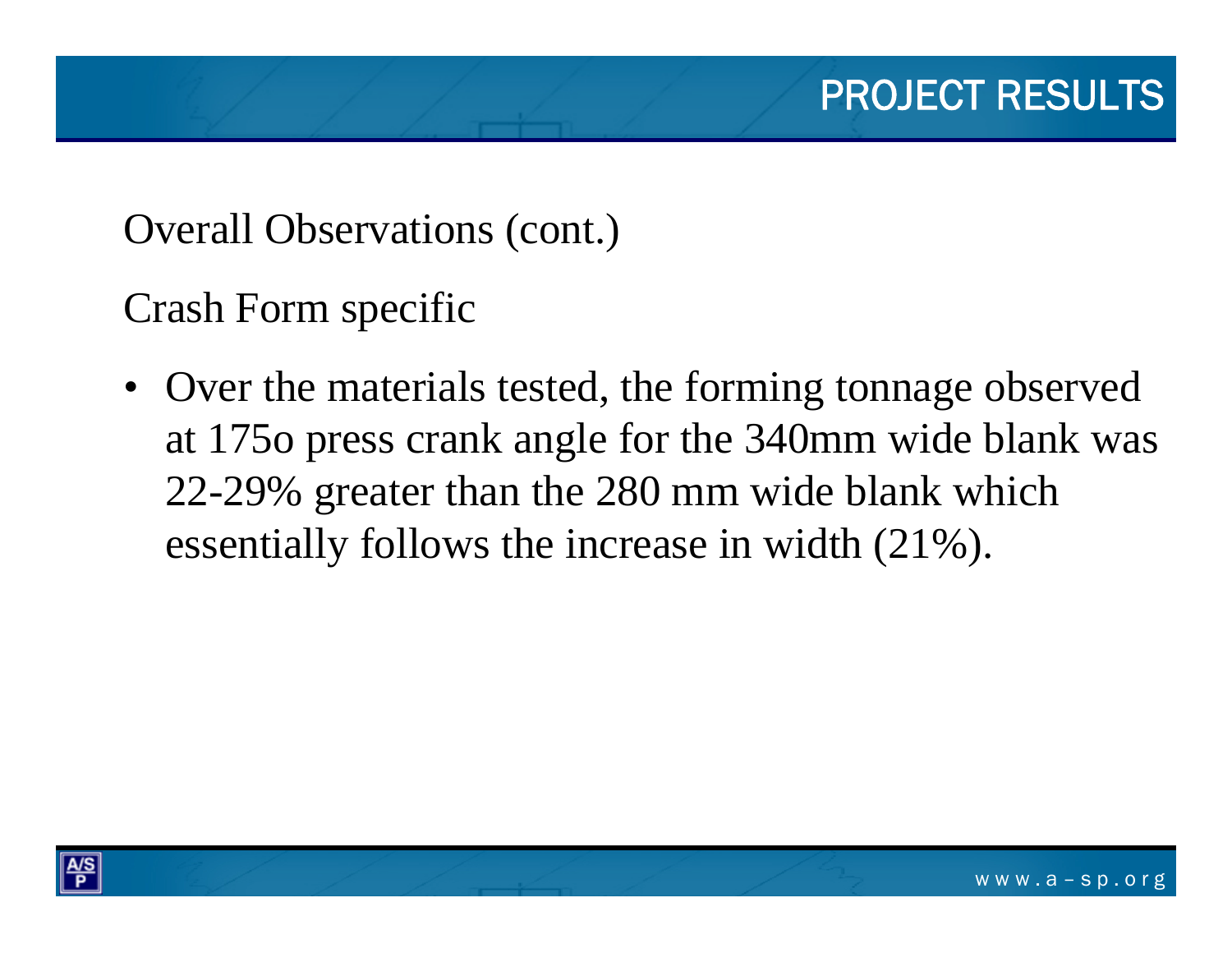# PROJECT RESULTS

Overall Observations (cont.)

Crash Form specific

- Over the materials tested, the forming tonnage observed at 175o press crank angle for the 340mm wide blank was 22-29% greater than the 280 mm wide blank which essentially follows the increase in width (21%).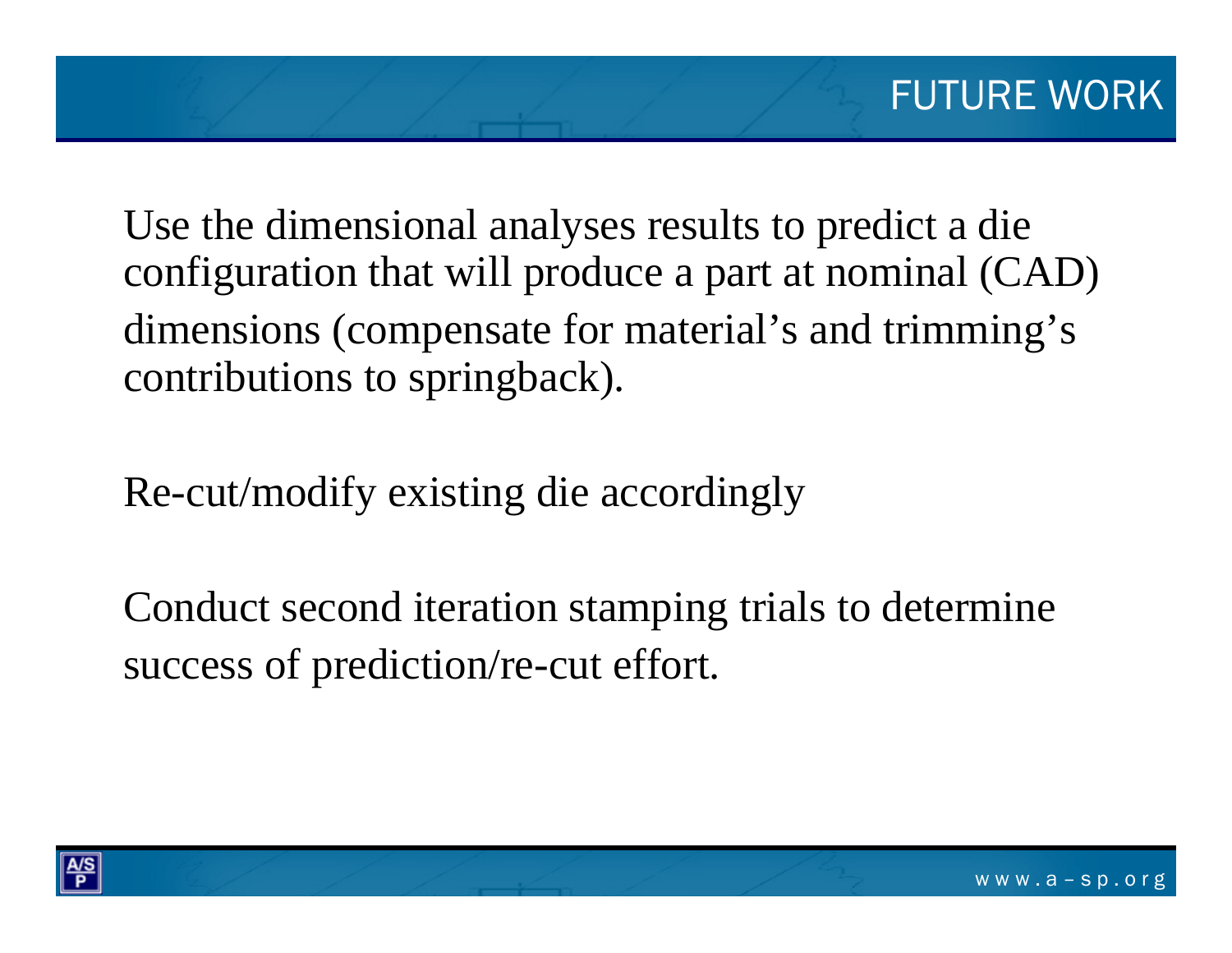# FUTURE WORK

Use the dimensional analyses results to predict a die configuration that will produce a part at nominal (CAD) dimensions (compensate for material's and trimming's contributions to springback).

Re-cut/modify existing die accordingly

Conduct second iteration stamping trials to determine success of prediction/re-cut effort.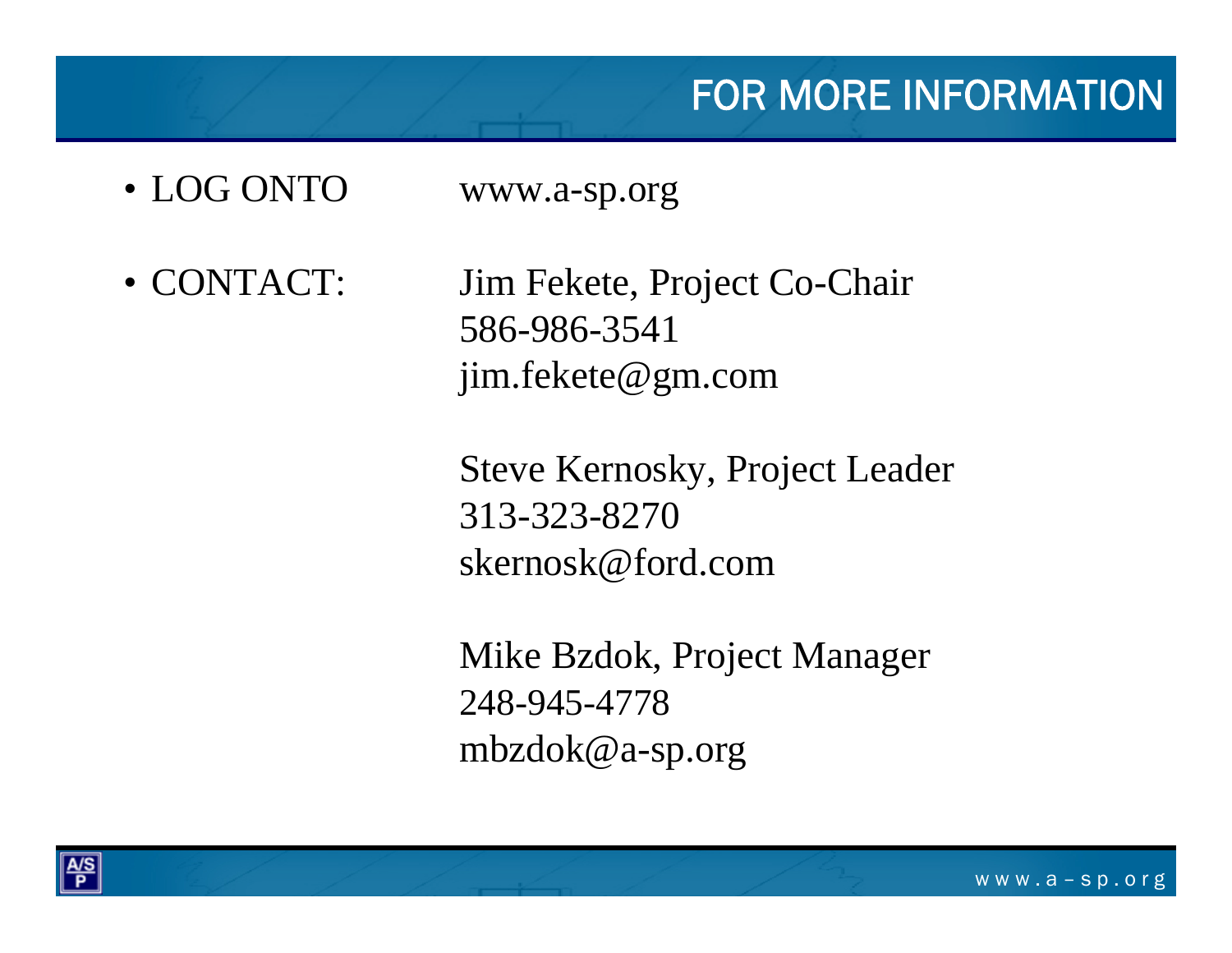# FOR MORE INFORMATION

- LOG ONTO www.a-sp.org
- CONTACT:

Jim Fekete, Project Co-Chair
586-986-3541
jim.fekete@gm.com

Steve Kernosky, Project Leader
313-323-8270
skernosk@ford.com

Mike Bzdok, Project Manager
248-945-4778
mbzdok@a-sp.org